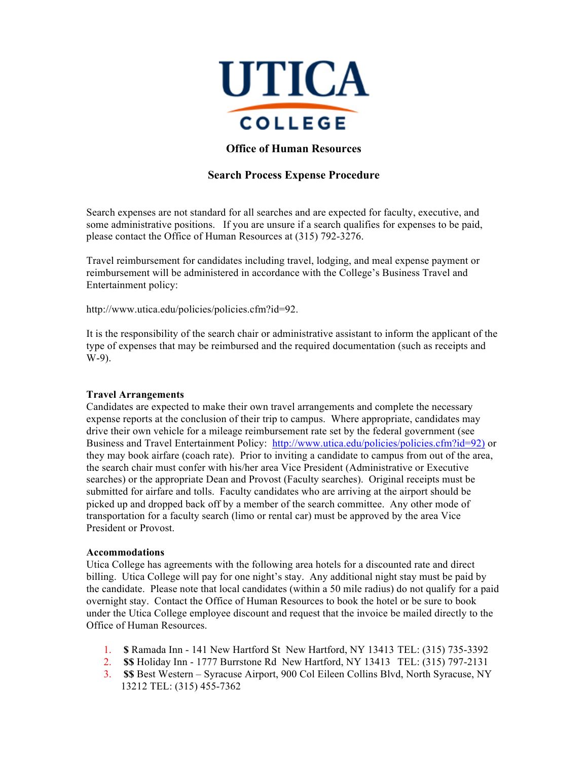# UTICA COLLEGE

## Office of Human Resources

## Search Process Expense Procedure

Search expenses are not standard for all searches and are expected for faculty, executive, and some administrative positions. If you are unsure if a search qualifies for expenses to be paid, please contact the Office of Human Resources at (315) 792-3276.

Travel reimbursement for candidates including travel, lodging, and meal expense payment or reimbursement will be administered in accordance with the College's Business Travel and Entertainment policy:

http://www.utica.edu/policies/policies.cfm?id=92.

It is the responsibility of the search chair or administrative assistant to inform the applicant of the type of expenses that may be reimbursed and the required documentation (such as receipts and W-9).

**Travel Arrangements**

Candidates are expected to make their own travel arrangements and complete the necessary expense reports at the conclusion of their trip to campus. Where appropriate, candidates may drive their own vehicle for a mileage reimbursement rate set by the federal government (see Business and Travel Entertainment Policy: http://www.utica.edu/policies/policies.cfm?id=92) or they may book airfare (coach rate). Prior to inviting a candidate to campus from out of the area, the search chair must confer with his/her area Vice President (Administrative or Executive searches) or the appropriate Dean and Provost (Faculty searches). Original receipts must be submitted for airfare and tolls. Faculty candidates who are arriving at the airport should be picked up and dropped back off by a member of the search committee. Any other mode of transportation for a faculty search (limo or rental car) must be approved by the area Vice President or Provost.

**Accommodations**

Utica College has agreements with the following area hotels for a discounted rate and direct billing. Utica College will pay for one night's stay. Any additional night stay must be paid by the candidate. Please note that local candidates (within a 50 mile radius) do not qualify for a paid overnight stay. Contact the Office of Human Resources to book the hotel or be sure to book under the Utica College employee discount and request that the invoice be mailed directly to the Office of Human Resources.

1. **$** Ramada Inn - 141 New Hartford St New Hartford, NY 13413 TEL: (315) 735-3392
2. **$$** Holiday Inn - 1777 Burrstone Rd New Hartford, NY 13413 TEL: (315) 797-2131
3. **$$** Best Western – Syracuse Airport, 900 Col Eileen Collins Blvd, North Syracuse, NY 13212 TEL: (315) 455-7362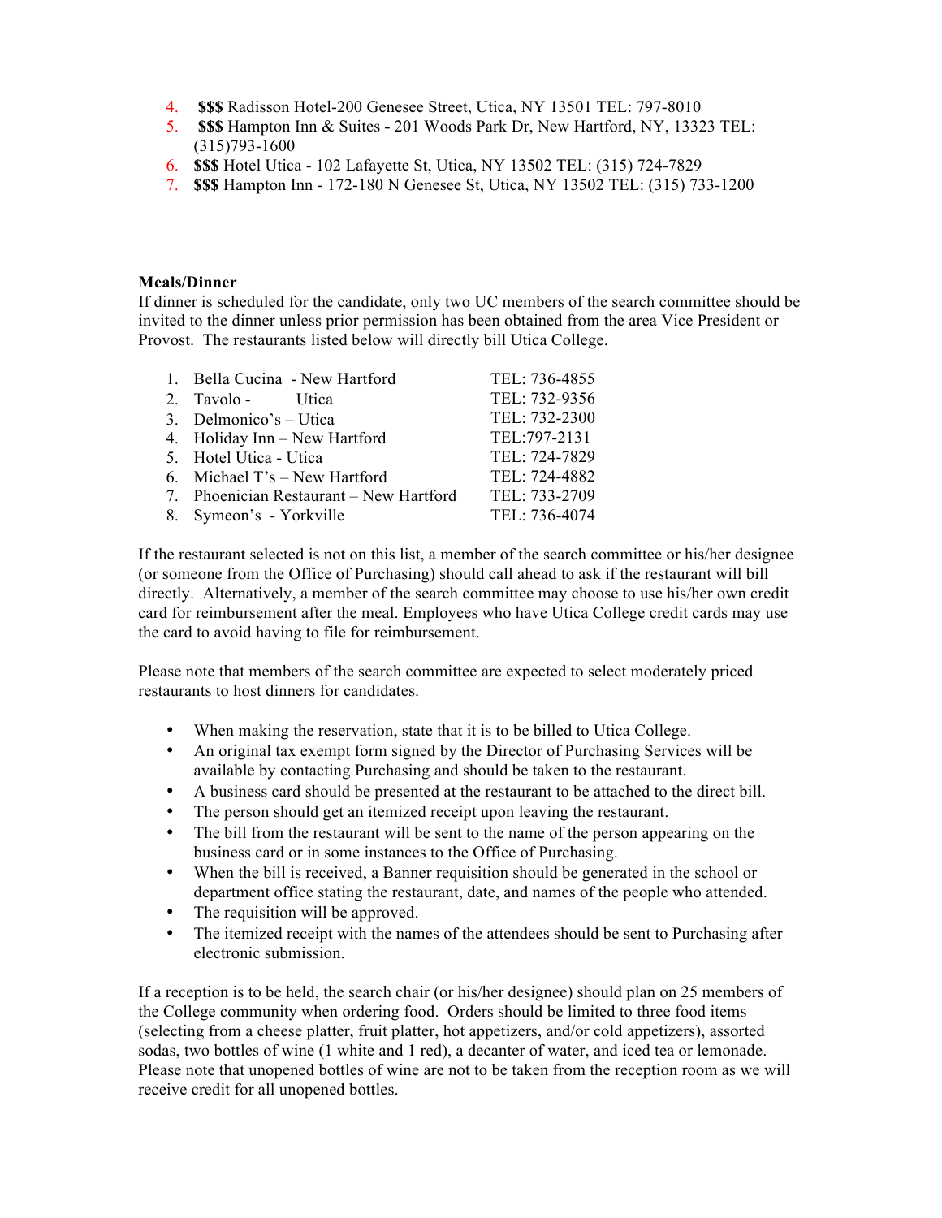4. **$$$** Radisson Hotel-200 Genesee Street, Utica, NY 13501 TEL: 797-8010
5. **$$$** Hampton Inn & Suites **-** 201 Woods Park Dr, New Hartford, NY, 13323 TEL: (315)793-1600
6. **$$$** Hotel Utica - 102 Lafayette St, Utica, NY 13502 TEL: (315) 724-7829
7. **$$$** Hampton Inn - 172-180 N Genesee St, Utica, NY 13502 TEL: (315) 733-1200

**Meals/Dinner**

If dinner is scheduled for the candidate, only two UC members of the search committee should be invited to the dinner unless prior permission has been obtained from the area Vice President or Provost. The restaurants listed below will directly bill Utica College.

| | Restaurant | Telephone |
|---|---|---|
| 1. | Bella Cucina - New Hartford | TEL: 736-4855 |
| 2. | Tavolo - Utica | TEL: 732-9356 |
| 3. | Delmonico's – Utica | TEL: 732-2300 |
| 4. | Holiday Inn – New Hartford | TEL:797-2131 |
| 5. | Hotel Utica - Utica | TEL: 724-7829 |
| 6. | Michael T's – New Hartford | TEL: 724-4882 |
| 7. | Phoenician Restaurant – New Hartford | TEL: 733-2709 |
| 8. | Symeon's - Yorkville | TEL: 736-4074 |

If the restaurant selected is not on this list, a member of the search committee or his/her designee (or someone from the Office of Purchasing) should call ahead to ask if the restaurant will bill directly. Alternatively, a member of the search committee may choose to use his/her own credit card for reimbursement after the meal. Employees who have Utica College credit cards may use the card to avoid having to file for reimbursement.

Please note that members of the search committee are expected to select moderately priced restaurants to host dinners for candidates.

- When making the reservation, state that it is to be billed to Utica College.
- An original tax exempt form signed by the Director of Purchasing Services will be available by contacting Purchasing and should be taken to the restaurant.
- A business card should be presented at the restaurant to be attached to the direct bill.
- The person should get an itemized receipt upon leaving the restaurant.
- The bill from the restaurant will be sent to the name of the person appearing on the business card or in some instances to the Office of Purchasing.
- When the bill is received, a Banner requisition should be generated in the school or department office stating the restaurant, date, and names of the people who attended.
- The requisition will be approved.
- The itemized receipt with the names of the attendees should be sent to Purchasing after electronic submission.

If a reception is to be held, the search chair (or his/her designee) should plan on 25 members of the College community when ordering food. Orders should be limited to three food items (selecting from a cheese platter, fruit platter, hot appetizers, and/or cold appetizers), assorted sodas, two bottles of wine (1 white and 1 red), a decanter of water, and iced tea or lemonade. Please note that unopened bottles of wine are not to be taken from the reception room as we will receive credit for all unopened bottles.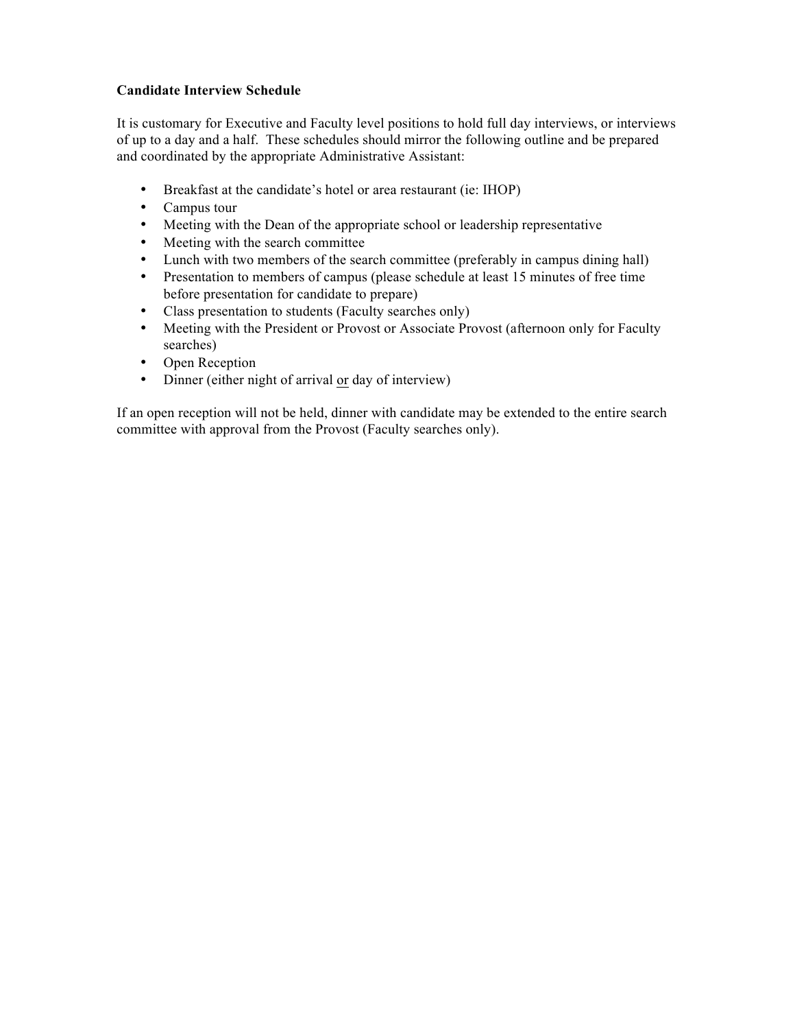**Candidate Interview Schedule**

It is customary for Executive and Faculty level positions to hold full day interviews, or interviews of up to a day and a half. These schedules should mirror the following outline and be prepared and coordinated by the appropriate Administrative Assistant:

- Breakfast at the candidate's hotel or area restaurant (ie: IHOP)
- Campus tour
- Meeting with the Dean of the appropriate school or leadership representative
- Meeting with the search committee
- Lunch with two members of the search committee (preferably in campus dining hall)
- Presentation to members of campus (please schedule at least 15 minutes of free time before presentation for candidate to prepare)
- Class presentation to students (Faculty searches only)
- Meeting with the President or Provost or Associate Provost (afternoon only for Faculty searches)
- Open Reception
- Dinner (either night of arrival <u>or</u> day of interview)

If an open reception will not be held, dinner with candidate may be extended to the entire search committee with approval from the Provost (Faculty searches only).